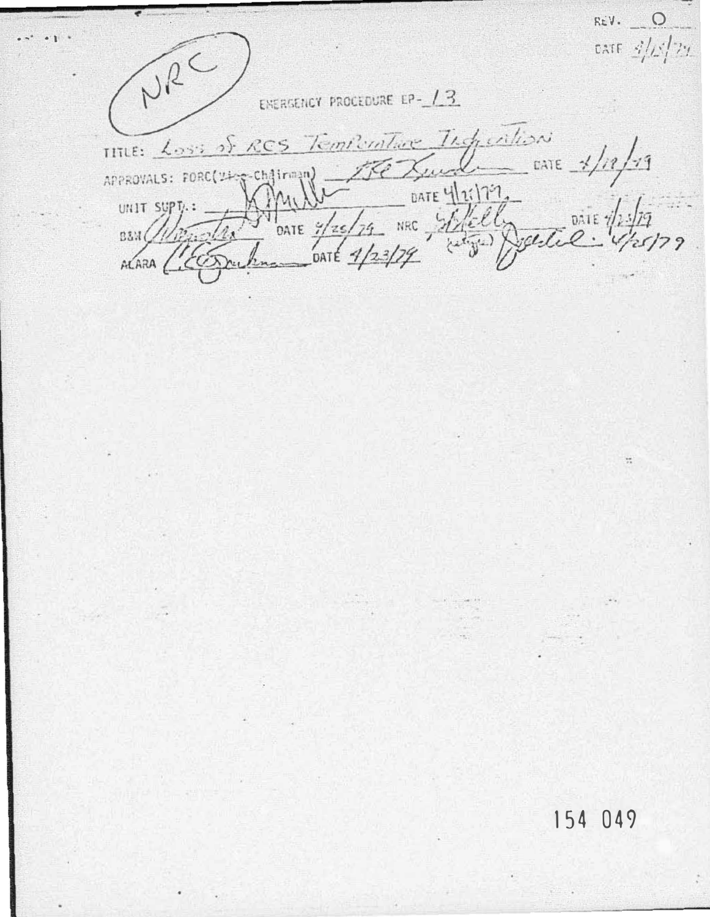REV. O

DATE 4/18/79

NRC

EMERGENCY PROCEDURE EP-13

TITLE: Loss of RCS Temperature Indication

APPROVALS: PORC(Vice-Chairman) _______________ DATE 4/19/79

UNIT SUPT.: _______________ DATE 4/21/79

B&W _______________ DATE 4/25/79 NRC _______________ DATE 4/23/79

ALARA _______________ DATE 4/23/79

154 049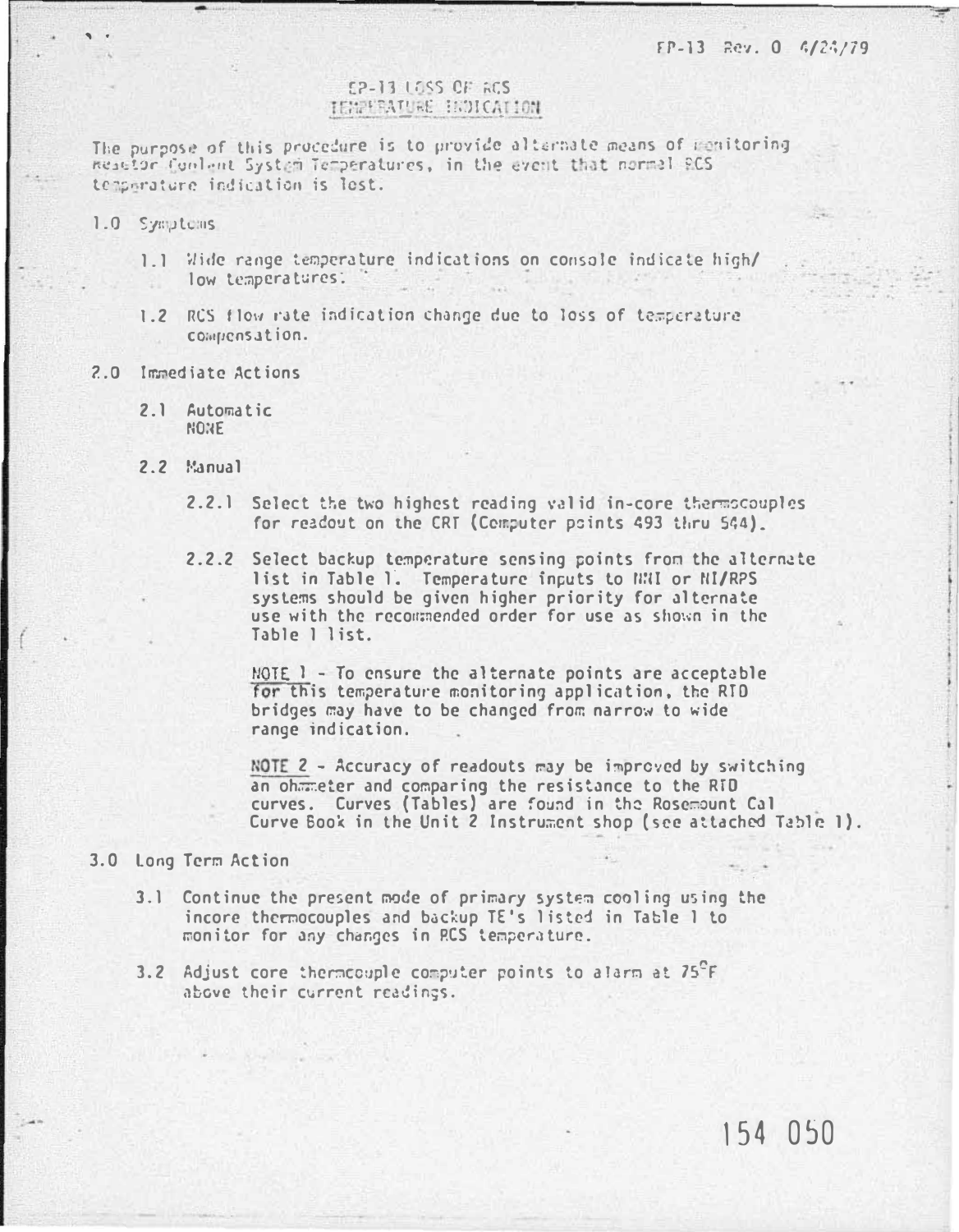EP-13 Rev. 0 4/24/79

# EP-13 LOSS OF RCS TEMPERATURE INDICATION

The purpose of this procedure is to provide alternate means of monitoring Reactor Coolant System Temperatures, in the event that normal RCS temperature indication is lost.

1.0 Symptoms

1.1 Wide range temperature indications on console indicate high/low temperatures.

1.2 RCS flow rate indication change due to loss of temperature compensation.

2.0 Immediate Actions

2.1 Automatic
NONE

2.2 Manual

2.2.1 Select the two highest reading valid in-core thermocouples for readout on the CRT (Computer points 493 thru 544).

2.2.2 Select backup temperature sensing points from the alternate list in Table 1. Temperature inputs to NNI or NI/RPS systems should be given higher priority for alternate use with the recommended order for use as shown in the Table 1 list.

NOTE 1 - To ensure the alternate points are acceptable for this temperature monitoring application, the RTD bridges may have to be changed from narrow to wide range indication.

NOTE 2 - Accuracy of readouts may be improved by switching an ohmmeter and comparing the resistance to the RTD curves. Curves (Tables) are found in the Rosemount Cal Curve Book in the Unit 2 Instrument shop (see attached Table 1).

3.0 Long Term Action

3.1 Continue the present mode of primary system cooling using the incore thermocouples and backup TE's listed in Table 1 to monitor for any changes in RCS temperature.

3.2 Adjust core thermocouple computer points to alarm at 75°F above their current readings.

154 050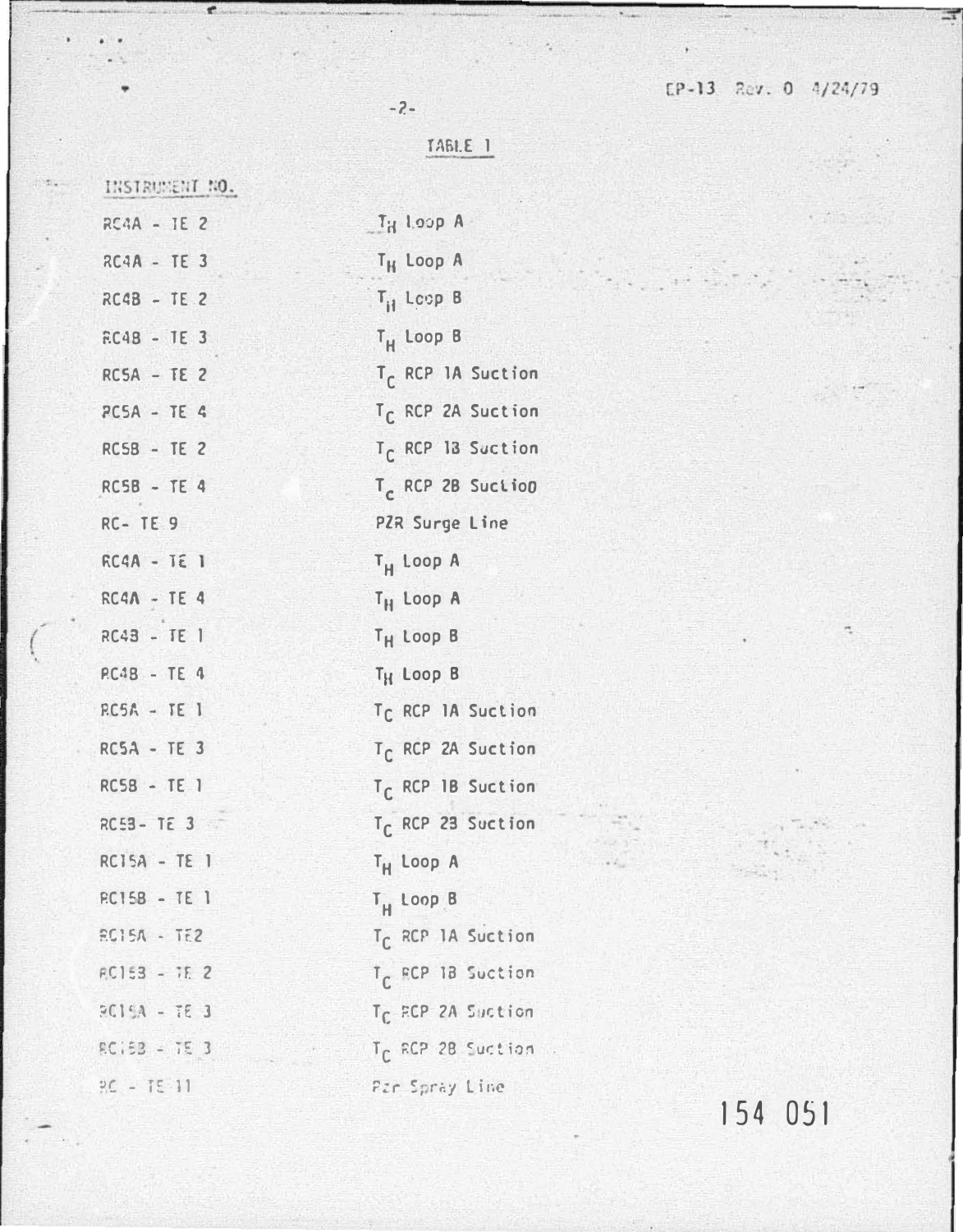## TABLE 1

| INSTRUMENT NO. | |
|---|---|
| RC4A - TE 2 | $T_H$ Loop A |
| RC4A - TE 3 | $T_H$ Loop A |
| RC4B - TE 2 | $T_H$ Loop B |
| RC4B - TE 3 | $T_H$ Loop B |
| RC5A - TE 2 | $T_C$ RCP 1A Suction |
| RC5A - TE 4 | $T_C$ RCP 2A Suction |
| RC5B - TE 2 | $T_C$ RCP 1B Suction |
| RC5B - TE 4 | $T_C$ RCP 2B Suction |
| RC- TE 9 | PZR Surge Line |
| RC4A - TE 1 | $T_H$ Loop A |
| RC4A - TE 4 | $T_H$ Loop A |
| RC4B - TE 1 | $T_H$ Loop B |
| RC4B - TE 4 | $T_H$ Loop B |
| RC5A - TE 1 | $T_C$ RCP 1A Suction |
| RC5A - TE 3 | $T_C$ RCP 2A Suction |
| RC5B - TE 1 | $T_C$ RCP 1B Suction |
| RC5B- TE 3 | $T_C$ RCP 2B Suction |
| RC15A - TE 1 | $T_H$ Loop A |
| RC15B - TE 1 | $T_H$ Loop B |
| RC15A - TE2 | $T_C$ RCP 1A Suction |
| RC15B - TE 2 | $T_C$ RCP 1B Suction |
| RC15A - TE 3 | $T_C$ RCP 2A Suction |
| RC15B - TE 3 | $T_C$ RCP 2B Suction |
| RC - TE 11 | Pzr Spray Line |

154 051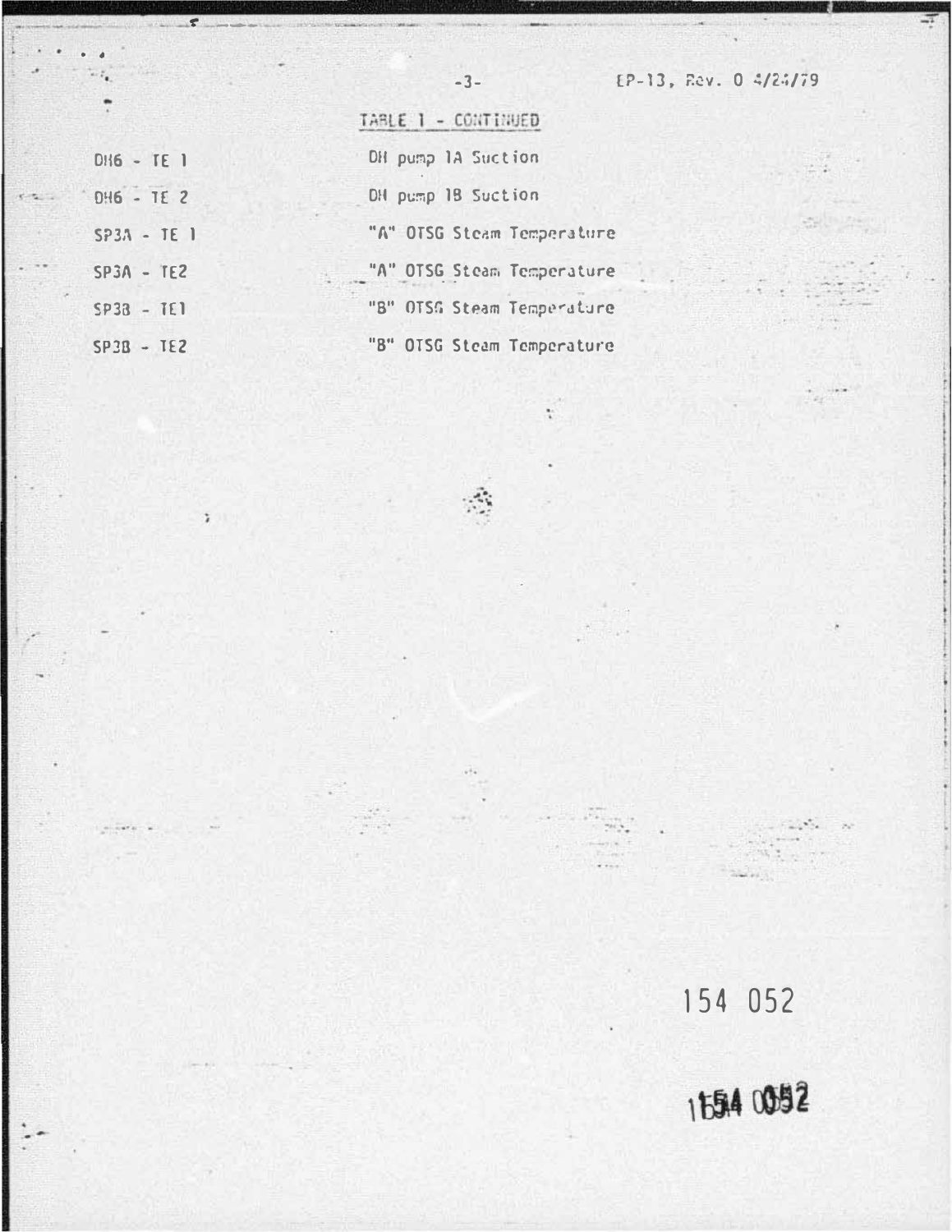TABLE 1 - CONTINUED

| | |
|---|---|
| DH6 - TE 1 | DH pump 1A Suction |
| DH6 - TE 2 | DH pump 1B Suction |
| SP3A - TE 1 | "A" OTSG Steam Temperature |
| SP3A - TE2 | "A" OTSG Steam Temperature |
| SP3B - TE1 | "B" OTSG Steam Temperature |
| SP3B - TE2 | "B" OTSG Steam Temperature |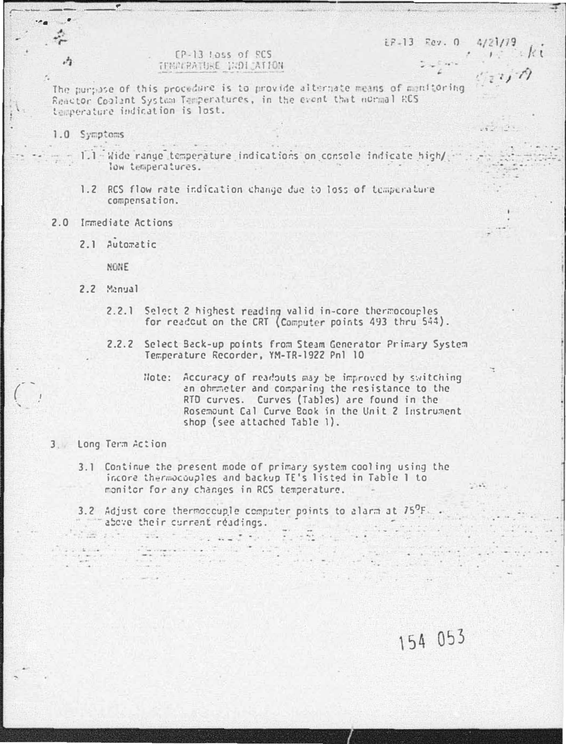EP-13 Rev. 0 4/21/79

# EP-13 Loss of RCS TEMPERATURE INDICATION

The purpose of this procedure is to provide alternate means of monitoring Reactor Coolant System Temperatures, in the event that normal RCS temperature indication is lost.

## 1.0 Symptoms

1.1 Wide range temperature indications on console indicate high/low temperatures.

1.2 RCS flow rate indication change due to loss of temperature compensation.

## 2.0 Immediate Actions

### 2.1 Automatic

NONE

### 2.2 Manual

2.2.1 Select 2 highest reading valid in-core thermocouples for readout on the CRT (Computer points 493 thru 544).

2.2.2 Select Back-up points from Steam Generator Primary System Temperature Recorder, YM-TR-1922 Pnl 10

Note: Accuracy of readouts may be improved by switching an ohmmeter and comparing the resistance to the RTD curves. Curves (Tables) are found in the Rosemount Cal Curve Book in the Unit 2 Instrument shop (see attached Table 1).

## 3. Long Term Action

3.1 Continue the present mode of primary system cooling using the incore thermocouples and backup TE's listed in Table 1 to monitor for any changes in RCS temperature.

3.2 Adjust core thermocouple computer points to alarm at 75°F above their current readings.

154 053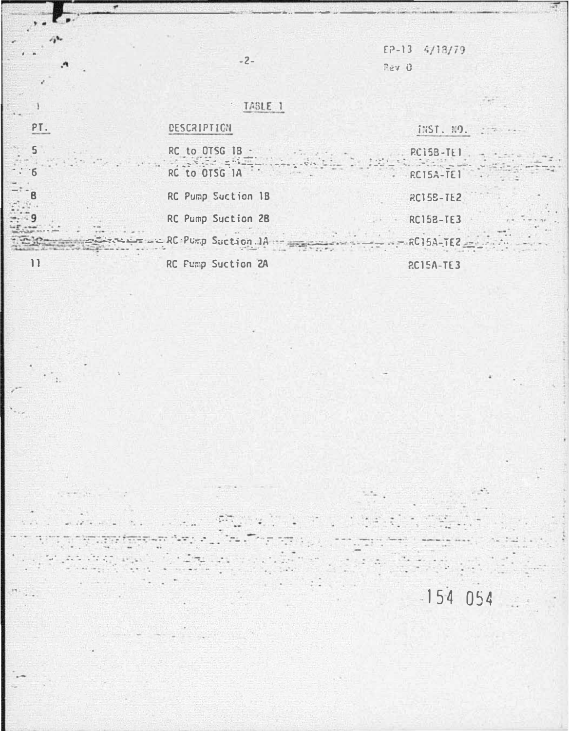EP-13 4/18/79
Rev 0

TABLE 1

| PT. | DESCRIPTION | INST. NO. |
|---|---|---|
| 5 | RC to OTSG 1B | RC15B-TE1 |
| 6 | RC to OTSG 1A | RC15A-TE1 |
| 8 | RC Pump Suction 1B | RC15B-TE2 |
| 9 | RC Pump Suction 2B | RC15B-TE3 |
| 10 | RC Pump Suction 1A | RC15A-TE2 |
| 11 | RC Pump Suction 2A | RC15A-TE3 |

154 054